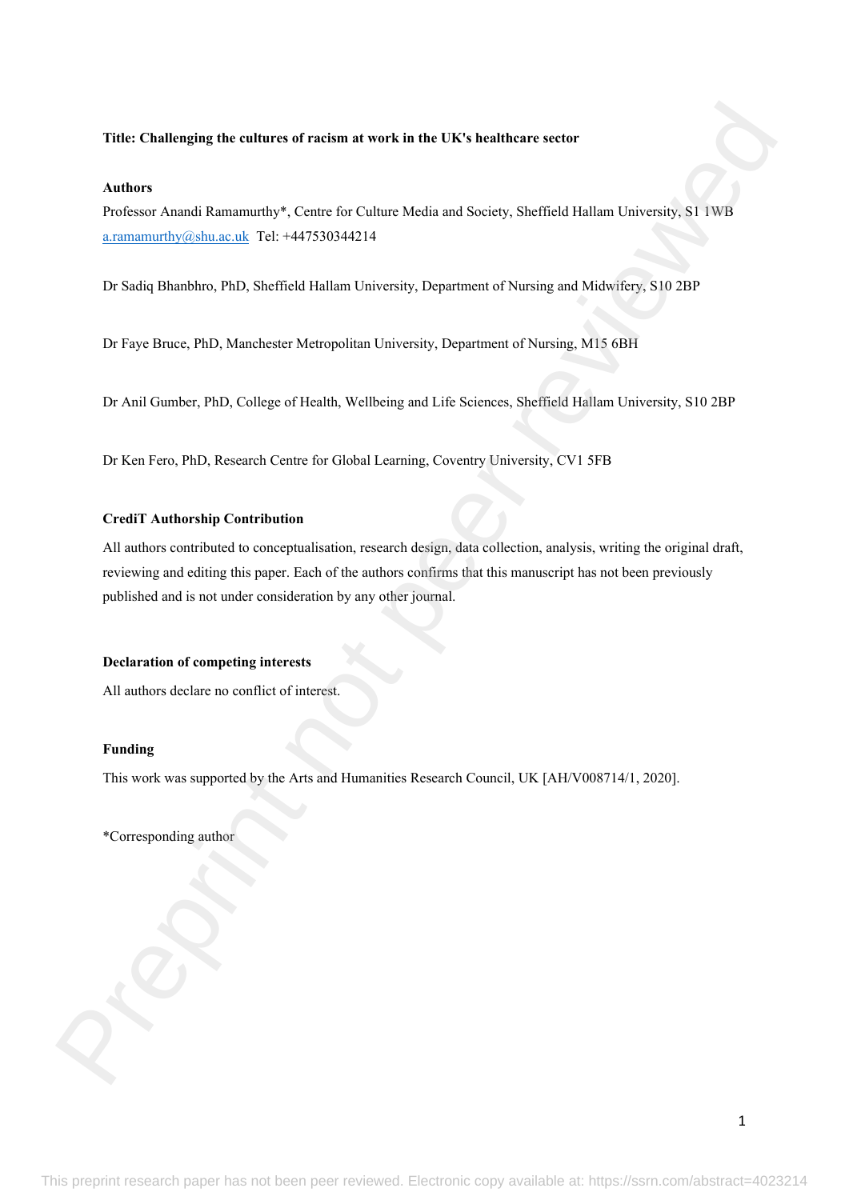**Title: Challenging the cultures of racism at work in the UK's healthcare sector**

**Authors**

Professor Anandi Ramamurthy*, Centre for Culture Media and Society, Sheffield Hallam University, S1 1WB
a.ramamurthy@shu.ac.uk Tel: +447530344214

Dr Sadiq Bhanbhro, PhD, Sheffield Hallam University, Department of Nursing and Midwifery, S10 2BP

Dr Faye Bruce, PhD, Manchester Metropolitan University, Department of Nursing, M15 6BH

Dr Anil Gumber, PhD, College of Health, Wellbeing and Life Sciences, Sheffield Hallam University, S10 2BP

Dr Ken Fero, PhD, Research Centre for Global Learning, Coventry University, CV1 5FB

**CrediT Authorship Contribution**

All authors contributed to conceptualisation, research design, data collection, analysis, writing the original draft, reviewing and editing this paper. Each of the authors confirms that this manuscript has not been previously published and is not under consideration by any other journal.

**Declaration of competing interests**

All authors declare no conflict of interest.

**Funding**

This work was supported by the Arts and Humanities Research Council, UK [AH/V008714/1, 2020].

*Corresponding author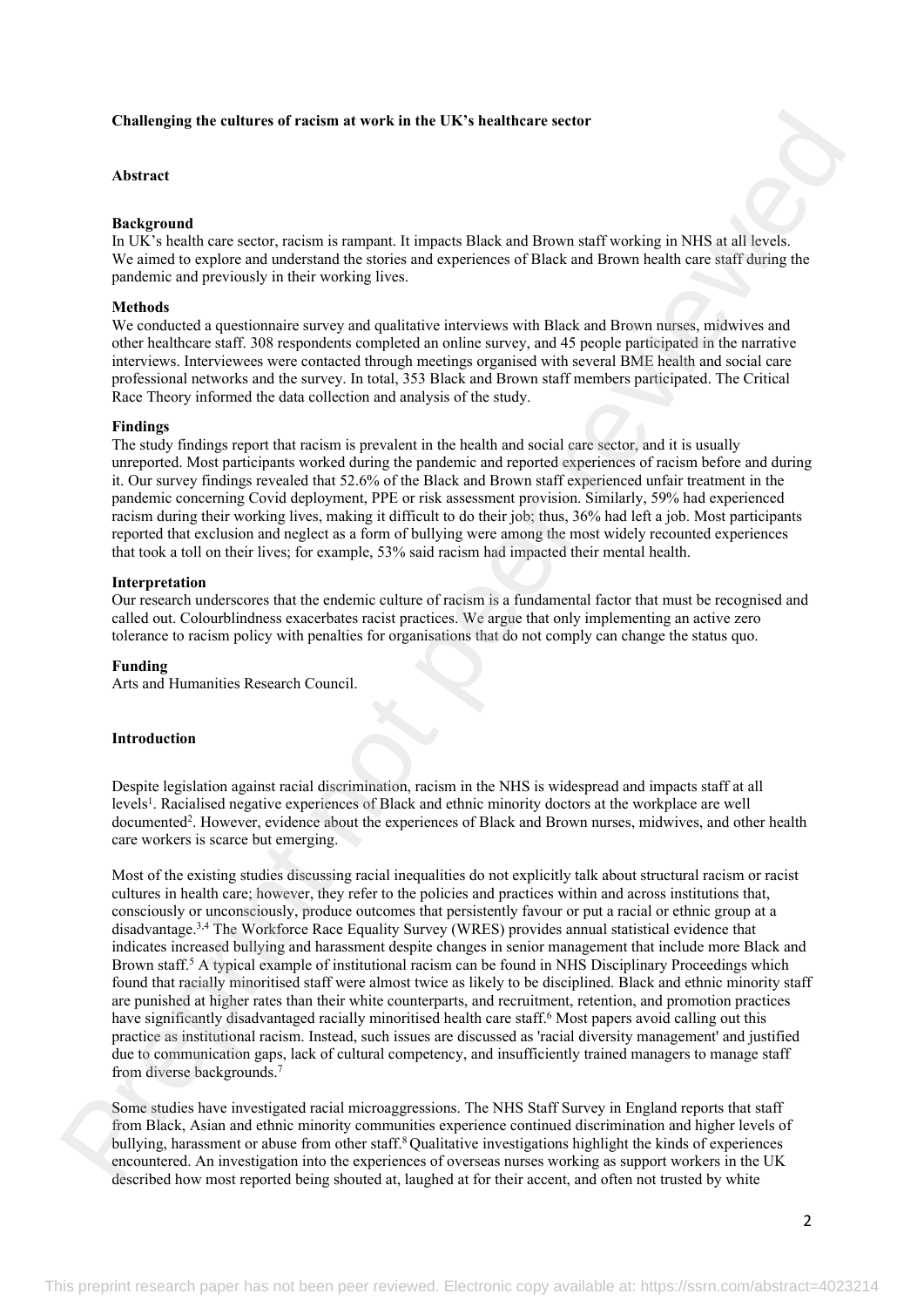**Challenging the cultures of racism at work in the UK's healthcare sector**

**Abstract**

**Background**
In UK's health care sector, racism is rampant. It impacts Black and Brown staff working in NHS at all levels. We aimed to explore and understand the stories and experiences of Black and Brown health care staff during the pandemic and previously in their working lives.

**Methods**
We conducted a questionnaire survey and qualitative interviews with Black and Brown nurses, midwives and other healthcare staff. 308 respondents completed an online survey, and 45 people participated in the narrative interviews. Interviewees were contacted through meetings organised with several BME health and social care professional networks and the survey. In total, 353 Black and Brown staff members participated. The Critical Race Theory informed the data collection and analysis of the study.

**Findings**
The study findings report that racism is prevalent in the health and social care sector, and it is usually unreported. Most participants worked during the pandemic and reported experiences of racism before and during it. Our survey findings revealed that 52.6% of the Black and Brown staff experienced unfair treatment in the pandemic concerning Covid deployment, PPE or risk assessment provision. Similarly, 59% had experienced racism during their working lives, making it difficult to do their job; thus, 36% had left a job. Most participants reported that exclusion and neglect as a form of bullying were among the most widely recounted experiences that took a toll on their lives; for example, 53% said racism had impacted their mental health.

**Interpretation**
Our research underscores that the endemic culture of racism is a fundamental factor that must be recognised and called out. Colourblindness exacerbates racist practices. We argue that only implementing an active zero tolerance to racism policy with penalties for organisations that do not comply can change the status quo.

**Funding**
Arts and Humanities Research Council.

**Introduction**

Despite legislation against racial discrimination, racism in the NHS is widespread and impacts staff at all levels[1]. Racialised negative experiences of Black and ethnic minority doctors at the workplace are well documented[2]. However, evidence about the experiences of Black and Brown nurses, midwives, and other health care workers is scarce but emerging.

Most of the existing studies discussing racial inequalities do not explicitly talk about structural racism or racist cultures in health care; however, they refer to the policies and practices within and across institutions that, consciously or unconsciously, produce outcomes that persistently favour or put a racial or ethnic group at a disadvantage.[3,4] The Workforce Race Equality Survey (WRES) provides annual statistical evidence that indicates increased bullying and harassment despite changes in senior management that include more Black and Brown staff.[5] A typical example of institutional racism can be found in NHS Disciplinary Proceedings which found that racially minoritised staff were almost twice as likely to be disciplined. Black and ethnic minority staff are punished at higher rates than their white counterparts, and recruitment, retention, and promotion practices have significantly disadvantaged racially minoritised health care staff.[6] Most papers avoid calling out this practice as institutional racism. Instead, such issues are discussed as 'racial diversity management' and justified due to communication gaps, lack of cultural competency, and insufficiently trained managers to manage staff from diverse backgrounds.[7]

Some studies have investigated racial microaggressions. The NHS Staff Survey in England reports that staff from Black, Asian and ethnic minority communities experience continued discrimination and higher levels of bullying, harassment or abuse from other staff.[8] Qualitative investigations highlight the kinds of experiences encountered. An investigation into the experiences of overseas nurses working as support workers in the UK described how most reported being shouted at, laughed at for their accent, and often not trusted by white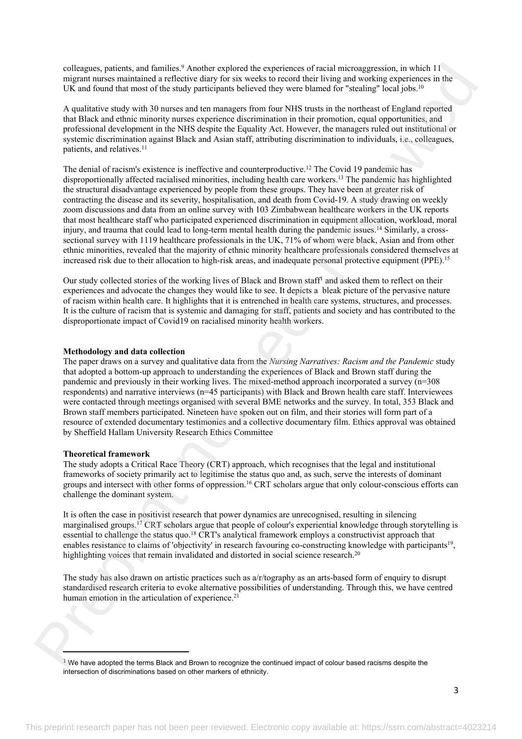colleagues, patients, and families.[9] Another explored the experiences of racial microaggression, in which 11 migrant nurses maintained a reflective diary for six weeks to record their living and working experiences in the UK and found that most of the study participants believed they were blamed for "stealing" local jobs.[10]

A qualitative study with 30 nurses and ten managers from four NHS trusts in the northeast of England reported that Black and ethnic minority nurses experience discrimination in their promotion, equal opportunities, and professional development in the NHS despite the Equality Act. However, the managers ruled out institutional or systemic discrimination against Black and Asian staff, attributing discrimination to individuals, i.e., colleagues, patients, and relatives.[11]

The denial of racism's existence is ineffective and counterproductive.[12] The Covid 19 pandemic has disproportionally affected racialised minorities, including health care workers.[13] The pandemic has highlighted the structural disadvantage experienced by people from these groups. They have been at greater risk of contracting the disease and its severity, hospitalisation, and death from Covid-19. A study drawing on weekly zoom discussions and data from an online survey with 103 Zimbabwean healthcare workers in the UK reports that most healthcare staff who participated experienced discrimination in equipment allocation, workload, moral injury, and trauma that could lead to long-term mental health during the pandemic issues.[14] Similarly, a cross-sectional survey with 1119 healthcare professionals in the UK, 71% of whom were black, Asian and from other ethnic minorities, revealed that the majority of ethnic minority healthcare professionals considered themselves at increased risk due to their allocation to high-risk areas, and inadequate personal protective equipment (PPE).[15]

Our study collected stories of the working lives of Black and Brown staff[1] and asked them to reflect on their experiences and advocate the changes they would like to see. It depicts a bleak picture of the pervasive nature of racism within health care. It highlights that it is entrenched in health care systems, structures, and processes. It is the culture of racism that is systemic and damaging for staff, patients and society and has contributed to the disproportionate impact of Covid19 on racialised minority health workers.

**Methodology and data collection**

The paper draws on a survey and qualitative data from the *Nursing Narratives: Racism and the Pandemic* study that adopted a bottom-up approach to understanding the experiences of Black and Brown staff during the pandemic and previously in their working lives. The mixed-method approach incorporated a survey (n=308 respondents) and narrative interviews (n=45 participants) with Black and Brown health care staff. Interviewees were contacted through meetings organised with several BME networks and the survey. In total, 353 Black and Brown staff members participated. Nineteen have spoken out on film, and their stories will form part of a resource of extended documentary testimonies and a collective documentary film. Ethics approval was obtained by Sheffield Hallam University Research Ethics Committee

**Theoretical framework**

The study adopts a Critical Race Theory (CRT) approach, which recognises that the legal and institutional frameworks of society primarily act to legitimise the status quo and, as such, serve the interests of dominant groups and intersect with other forms of oppression.[16] CRT scholars argue that only colour-conscious efforts can challenge the dominant system.

It is often the case in positivist research that power dynamics are unrecognised, resulting in silencing marginalised groups.[17] CRT scholars argue that people of colour's experiential knowledge through storytelling is essential to challenge the status quo.[18] CRT's analytical framework employs a constructivist approach that enables resistance to claims of 'objectivity' in research favouring co-constructing knowledge with participants[19], highlighting voices that remain invalidated and distorted in social science research.[20]

The study has also drawn on artistic practices such as a/r/tography as an arts-based form of enquiry to disrupt standardised research criteria to evoke alternative possibilities of understanding. Through this, we have centred human emotion in the articulation of experience.[21]

[1] We have adopted the terms Black and Brown to recognize the continued impact of colour based racisms despite the intersection of discriminations based on other markers of ethnicity.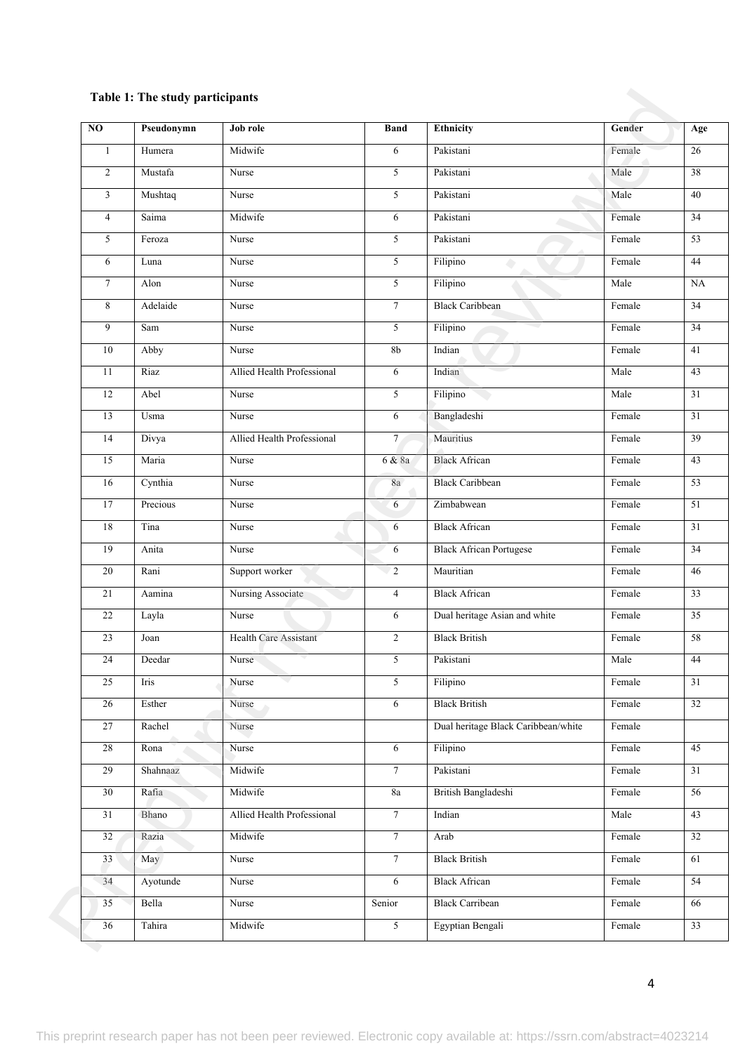**Table 1: The study participants**

| NO | Pseudonymn | Job role | Band | Ethnicity | Gender | Age |
|---|---|---|---|---|---|---|
| 1 | Humera | Midwife | 6 | Pakistani | Female | 26 |
| 2 | Mustafa | Nurse | 5 | Pakistani | Male | 38 |
| 3 | Mushtaq | Nurse | 5 | Pakistani | Male | 40 |
| 4 | Saima | Midwife | 6 | Pakistani | Female | 34 |
| 5 | Feroza | Nurse | 5 | Pakistani | Female | 53 |
| 6 | Luna | Nurse | 5 | Filipino | Female | 44 |
| 7 | Alon | Nurse | 5 | Filipino | Male | NA |
| 8 | Adelaide | Nurse | 7 | Black Caribbean | Female | 34 |
| 9 | Sam | Nurse | 5 | Filipino | Female | 34 |
| 10 | Abby | Nurse | 8b | Indian | Female | 41 |
| 11 | Riaz | Allied Health Professional | 6 | Indian | Male | 43 |
| 12 | Abel | Nurse | 5 | Filipino | Male | 31 |
| 13 | Usma | Nurse | 6 | Bangladeshi | Female | 31 |
| 14 | Divya | Allied Health Professional | 7 | Mauritius | Female | 39 |
| 15 | Maria | Nurse | 6 & 8a | Black African | Female | 43 |
| 16 | Cynthia | Nurse | 8a | Black Caribbean | Female | 53 |
| 17 | Precious | Nurse | 6 | Zimbabwean | Female | 51 |
| 18 | Tina | Nurse | 6 | Black African | Female | 31 |
| 19 | Anita | Nurse | 6 | Black African Portugese | Female | 34 |
| 20 | Rani | Support worker | 2 | Mauritian | Female | 46 |
| 21 | Aamina | Nursing Associate | 4 | Black African | Female | 33 |
| 22 | Layla | Nurse | 6 | Dual heritage Asian and white | Female | 35 |
| 23 | Joan | Health Care Assistant | 2 | Black British | Female | 58 |
| 24 | Deedar | Nurse | 5 | Pakistani | Male | 44 |
| 25 | Iris | Nurse | 5 | Filipino | Female | 31 |
| 26 | Esther | Nurse | 6 | Black British | Female | 32 |
| 27 | Rachel | Nurse | | Dual heritage Black Caribbean/white | Female | |
| 28 | Rona | Nurse | 6 | Filipino | Female | 45 |
| 29 | Shahnaaz | Midwife | 7 | Pakistani | Female | 31 |
| 30 | Rafia | Midwife | 8a | British Bangladeshi | Female | 56 |
| 31 | Bhano | Allied Health Professional | 7 | Indian | Male | 43 |
| 32 | Razia | Midwife | 7 | Arab | Female | 32 |
| 33 | May | Nurse | 7 | Black British | Female | 61 |
| 34 | Ayotunde | Nurse | 6 | Black African | Female | 54 |
| 35 | Bella | Nurse | Senior | Black Carribean | Female | 66 |
| 36 | Tahira | Midwife | 5 | Egyptian Bengali | Female | 33 |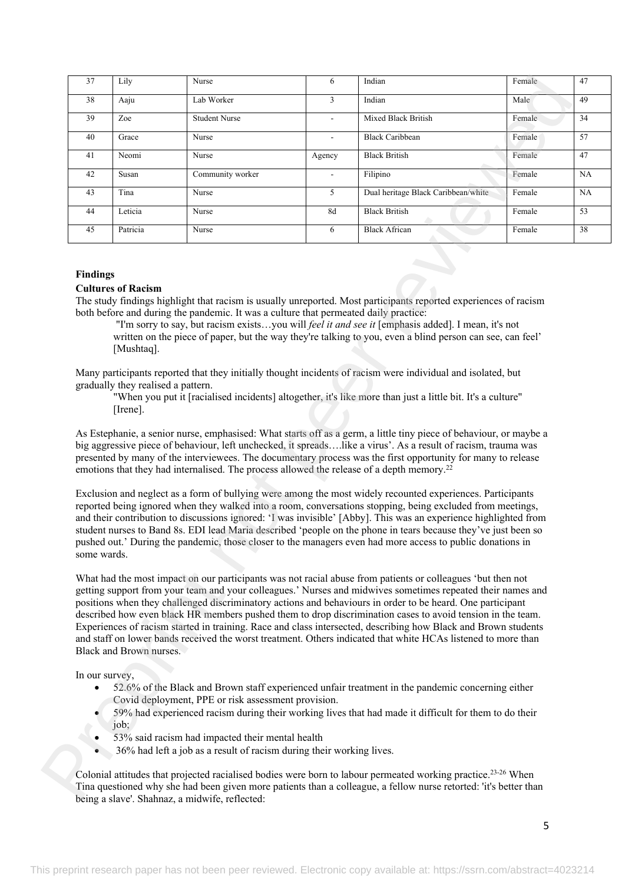| 37 | Lily | Nurse | 6 | Indian | Female | 47 |
|---|---|---|---|---|---|---|
| 38 | Aaju | Lab Worker | 3 | Indian | Male | 49 |
| 39 | Zoe | Student Nurse | - | Mixed Black British | Female | 34 |
| 40 | Grace | Nurse | - | Black Caribbean | Female | 57 |
| 41 | Neomi | Nurse | Agency | Black British | Female | 47 |
| 42 | Susan | Community worker | - | Filipino | Female | NA |
| 43 | Tina | Nurse | 5 | Dual heritage Black Caribbean/white | Female | NA |
| 44 | Leticia | Nurse | 8d | Black British | Female | 53 |
| 45 | Patricia | Nurse | 6 | Black African | Female | 38 |

**Findings**

**Cultures of Racism**

The study findings highlight that racism is usually unreported. Most participants reported experiences of racism both before and during the pandemic. It was a culture that permeated daily practice:

> "I'm sorry to say, but racism exists…you will *feel it and see it* [emphasis added]. I mean, it's not written on the piece of paper, but the way they're talking to you, even a blind person can see, can feel' [Mushtaq].

Many participants reported that they initially thought incidents of racism were individual and isolated, but gradually they realised a pattern.

> "When you put it [racialised incidents] altogether, it's like more than just a little bit. It's a culture" [Irene].

As Estephanie, a senior nurse, emphasised: What starts off as a germ, a little tiny piece of behaviour, or maybe a big aggressive piece of behaviour, left unchecked, it spreads….like a virus'. As a result of racism, trauma was presented by many of the interviewees. The documentary process was the first opportunity for many to release emotions that they had internalised. The process allowed the release of a depth memory.[22]

Exclusion and neglect as a form of bullying were among the most widely recounted experiences. Participants reported being ignored when they walked into a room, conversations stopping, being excluded from meetings, and their contribution to discussions ignored: 'I was invisible' [Abby]. This was an experience highlighted from student nurses to Band 8s. EDI lead Maria described 'people on the phone in tears because they've just been so pushed out.' During the pandemic, those closer to the managers even had more access to public donations in some wards.

What had the most impact on our participants was not racial abuse from patients or colleagues 'but then not getting support from your team and your colleagues.' Nurses and midwives sometimes repeated their names and positions when they challenged discriminatory actions and behaviours in order to be heard. One participant described how even black HR members pushed them to drop discrimination cases to avoid tension in the team. Experiences of racism started in training. Race and class intersected, describing how Black and Brown students and staff on lower bands received the worst treatment. Others indicated that white HCAs listened to more than Black and Brown nurses.

In our survey,

- 52.6% of the Black and Brown staff experienced unfair treatment in the pandemic concerning either Covid deployment, PPE or risk assessment provision.
- 59% had experienced racism during their working lives that had made it difficult for them to do their job;
- 53% said racism had impacted their mental health
- 36% had left a job as a result of racism during their working lives.

Colonial attitudes that projected racialised bodies were born to labour permeated working practice.[23-26] When Tina questioned why she had been given more patients than a colleague, a fellow nurse retorted: 'it's better than being a slave'. Shahnaz, a midwife, reflected: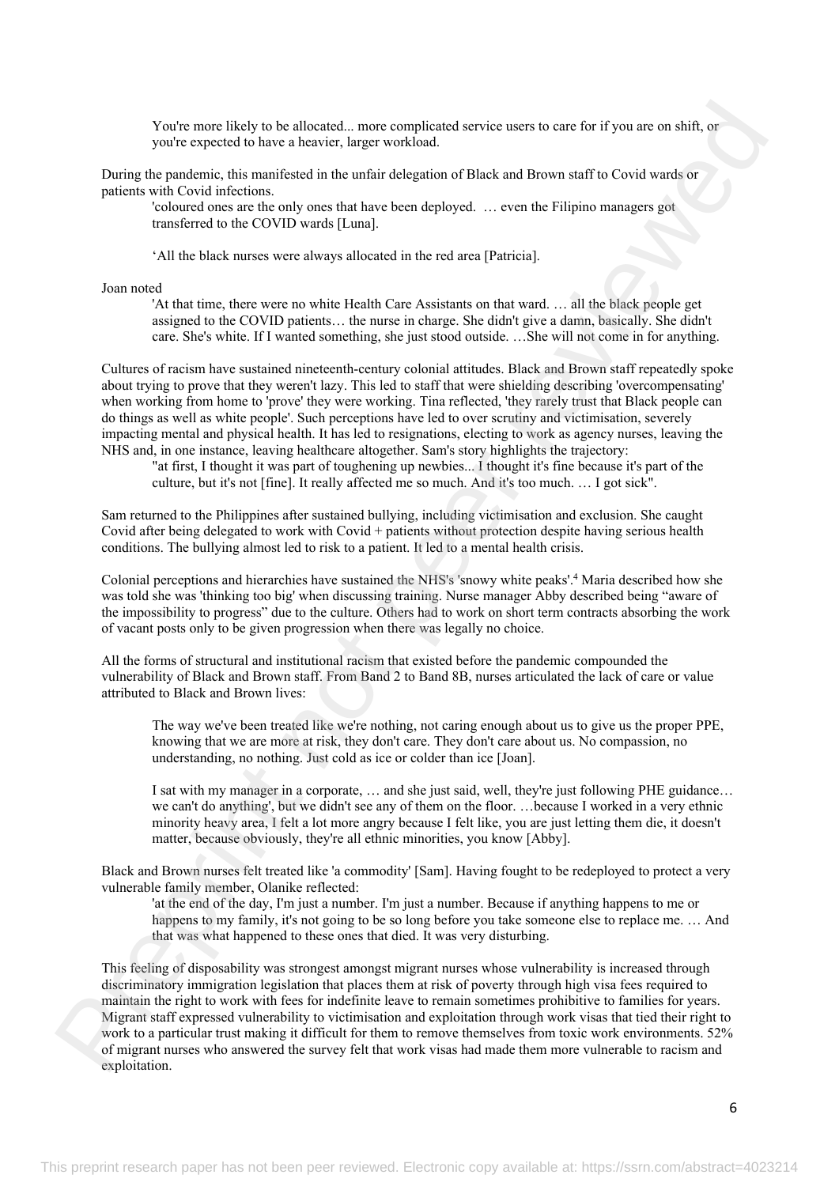> You're more likely to be allocated... more complicated service users to care for if you are on shift, or you're expected to have a heavier, larger workload.

During the pandemic, this manifested in the unfair delegation of Black and Brown staff to Covid wards or patients with Covid infections.

> 'coloured ones are the only ones that have been deployed. … even the Filipino managers got transferred to the COVID wards [Luna].

> 'All the black nurses were always allocated in the red area [Patricia].

Joan noted

> 'At that time, there were no white Health Care Assistants on that ward. … all the black people get assigned to the COVID patients… the nurse in charge. She didn't give a damn, basically. She didn't care. She's white. If I wanted something, she just stood outside. …She will not come in for anything.

Cultures of racism have sustained nineteenth-century colonial attitudes. Black and Brown staff repeatedly spoke about trying to prove that they weren't lazy. This led to staff that were shielding describing 'overcompensating' when working from home to 'prove' they were working. Tina reflected, 'they rarely trust that Black people can do things as well as white people'. Such perceptions have led to over scrutiny and victimisation, severely impacting mental and physical health. It has led to resignations, electing to work as agency nurses, leaving the NHS and, in one instance, leaving healthcare altogether. Sam's story highlights the trajectory:

> "at first, I thought it was part of toughening up newbies... I thought it's fine because it's part of the culture, but it's not [fine]. It really affected me so much. And it's too much. … I got sick".

Sam returned to the Philippines after sustained bullying, including victimisation and exclusion. She caught Covid after being delegated to work with Covid + patients without protection despite having serious health conditions. The bullying almost led to risk to a patient. It led to a mental health crisis.

Colonial perceptions and hierarchies have sustained the NHS's 'snowy white peaks'.[4] Maria described how she was told she was 'thinking too big' when discussing training. Nurse manager Abby described being "aware of the impossibility to progress" due to the culture. Others had to work on short term contracts absorbing the work of vacant posts only to be given progression when there was legally no choice.

All the forms of structural and institutional racism that existed before the pandemic compounded the vulnerability of Black and Brown staff. From Band 2 to Band 8B, nurses articulated the lack of care or value attributed to Black and Brown lives:

> The way we've been treated like we're nothing, not caring enough about us to give us the proper PPE, knowing that we are more at risk, they don't care. They don't care about us. No compassion, no understanding, no nothing. Just cold as ice or colder than ice [Joan].

> I sat with my manager in a corporate, … and she just said, well, they're just following PHE guidance… we can't do anything', but we didn't see any of them on the floor. …because I worked in a very ethnic minority heavy area, I felt a lot more angry because I felt like, you are just letting them die, it doesn't matter, because obviously, they're all ethnic minorities, you know [Abby].

Black and Brown nurses felt treated like 'a commodity' [Sam]. Having fought to be redeployed to protect a very vulnerable family member, Olanike reflected:

> 'at the end of the day, I'm just a number. I'm just a number. Because if anything happens to me or happens to my family, it's not going to be so long before you take someone else to replace me. … And that was what happened to these ones that died. It was very disturbing.

This feeling of disposability was strongest amongst migrant nurses whose vulnerability is increased through discriminatory immigration legislation that places them at risk of poverty through high visa fees required to maintain the right to work with fees for indefinite leave to remain sometimes prohibitive to families for years. Migrant staff expressed vulnerability to victimisation and exploitation through work visas that tied their right to work to a particular trust making it difficult for them to remove themselves from toxic work environments. 52% of migrant nurses who answered the survey felt that work visas had made them more vulnerable to racism and exploitation.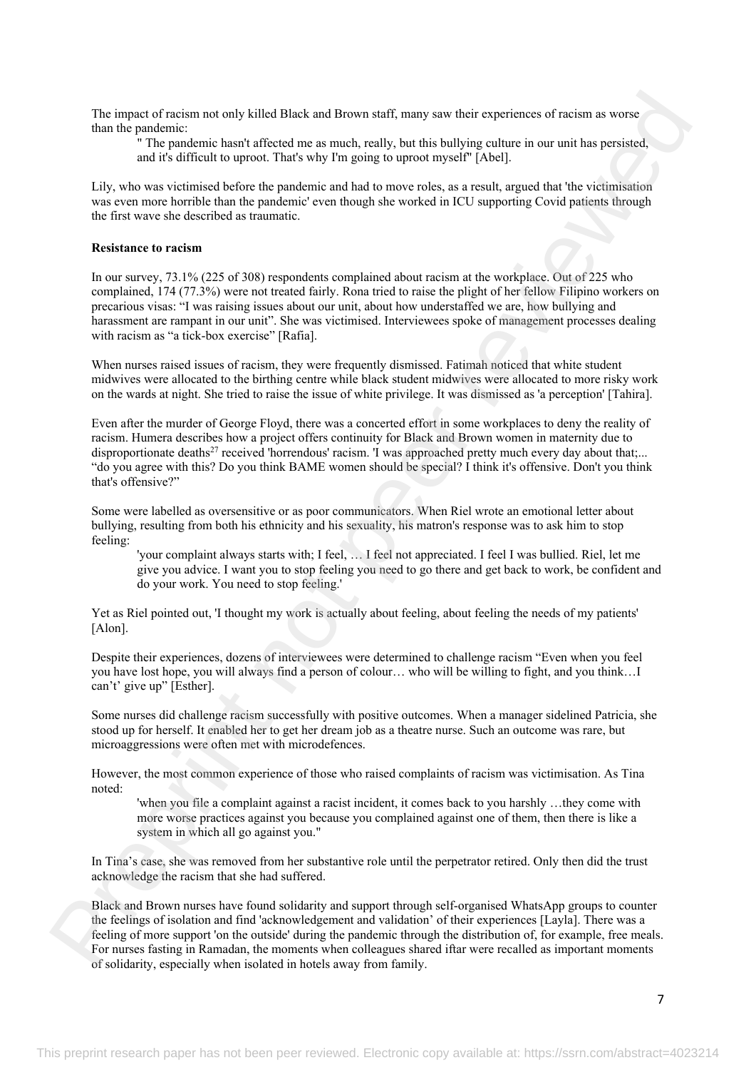The impact of racism not only killed Black and Brown staff, many saw their experiences of racism as worse than the pandemic:

> " The pandemic hasn't affected me as much, really, but this bullying culture in our unit has persisted, and it's difficult to uproot. That's why I'm going to uproot myself" [Abel].

Lily, who was victimised before the pandemic and had to move roles, as a result, argued that 'the victimisation was even more horrible than the pandemic' even though she worked in ICU supporting Covid patients through the first wave she described as traumatic.

**Resistance to racism**

In our survey, 73.1% (225 of 308) respondents complained about racism at the workplace. Out of 225 who complained, 174 (77.3%) were not treated fairly. Rona tried to raise the plight of her fellow Filipino workers on precarious visas: "I was raising issues about our unit, about how understaffed we are, how bullying and harassment are rampant in our unit". She was victimised. Interviewees spoke of management processes dealing with racism as "a tick-box exercise" [Rafia].

When nurses raised issues of racism, they were frequently dismissed. Fatimah noticed that white student midwives were allocated to the birthing centre while black student midwives were allocated to more risky work on the wards at night. She tried to raise the issue of white privilege. It was dismissed as 'a perception' [Tahira].

Even after the murder of George Floyd, there was a concerted effort in some workplaces to deny the reality of racism. Humera describes how a project offers continuity for Black and Brown women in maternity due to disproportionate deaths[27] received 'horrendous' racism. 'I was approached pretty much every day about that;... "do you agree with this? Do you think BAME women should be special? I think it's offensive. Don't you think that's offensive?"

Some were labelled as oversensitive or as poor communicators. When Riel wrote an emotional letter about bullying, resulting from both his ethnicity and his sexuality, his matron's response was to ask him to stop feeling:

> 'your complaint always starts with; I feel, … I feel not appreciated. I feel I was bullied. Riel, let me give you advice. I want you to stop feeling you need to go there and get back to work, be confident and do your work. You need to stop feeling.'

Yet as Riel pointed out, 'I thought my work is actually about feeling, about feeling the needs of my patients' [Alon].

Despite their experiences, dozens of interviewees were determined to challenge racism "Even when you feel you have lost hope, you will always find a person of colour… who will be willing to fight, and you think…I can't' give up" [Esther].

Some nurses did challenge racism successfully with positive outcomes. When a manager sidelined Patricia, she stood up for herself. It enabled her to get her dream job as a theatre nurse. Such an outcome was rare, but microaggressions were often met with microdefences.

However, the most common experience of those who raised complaints of racism was victimisation. As Tina noted:

> 'when you file a complaint against a racist incident, it comes back to you harshly …they come with more worse practices against you because you complained against one of them, then there is like a system in which all go against you."

In Tina's case, she was removed from her substantive role until the perpetrator retired. Only then did the trust acknowledge the racism that she had suffered.

Black and Brown nurses have found solidarity and support through self-organised WhatsApp groups to counter the feelings of isolation and find 'acknowledgement and validation' of their experiences [Layla]. There was a feeling of more support 'on the outside' during the pandemic through the distribution of, for example, free meals. For nurses fasting in Ramadan, the moments when colleagues shared iftar were recalled as important moments of solidarity, especially when isolated in hotels away from family.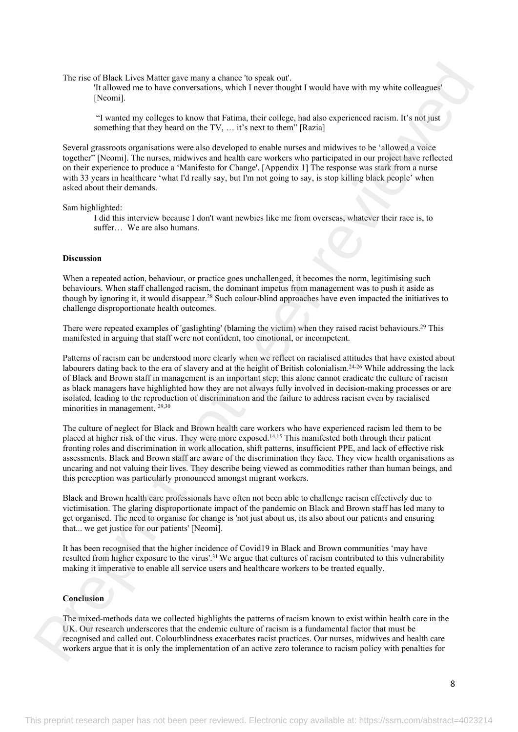The rise of Black Lives Matter gave many a chance 'to speak out'.

> 'It allowed me to have conversations, which I never thought I would have with my white colleagues' [Neomi].
>
> "I wanted my colleges to know that Fatima, their college, had also experienced racism. It's not just something that they heard on the TV, … it's next to them" [Razia]

Several grassroots organisations were also developed to enable nurses and midwives to be 'allowed a voice together" [Neomi]. The nurses, midwives and health care workers who participated in our project have reflected on their experience to produce a 'Manifesto for Change'. [Appendix 1] The response was stark from a nurse with 33 years in healthcare 'what I'd really say, but I'm not going to say, is stop killing black people' when asked about their demands.

Sam highlighted:

> I did this interview because I don't want newbies like me from overseas, whatever their race is, to suffer… We are also humans.

**Discussion**

When a repeated action, behaviour, or practice goes unchallenged, it becomes the norm, legitimising such behaviours. When staff challenged racism, the dominant impetus from management was to push it aside as though by ignoring it, it would disappear.[28] Such colour-blind approaches have even impacted the initiatives to challenge disproportionate health outcomes.

There were repeated examples of 'gaslighting' (blaming the victim) when they raised racist behaviours.[29] This manifested in arguing that staff were not confident, too emotional, or incompetent.

Patterns of racism can be understood more clearly when we reflect on racialised attitudes that have existed about labourers dating back to the era of slavery and at the height of British colonialism.[24-26] While addressing the lack of Black and Brown staff in management is an important step; this alone cannot eradicate the culture of racism as black managers have highlighted how they are not always fully involved in decision-making processes or are isolated, leading to the reproduction of discrimination and the failure to address racism even by racialised minorities in management. [29,30]

The culture of neglect for Black and Brown health care workers who have experienced racism led them to be placed at higher risk of the virus. They were more exposed.[14,15] This manifested both through their patient fronting roles and discrimination in work allocation, shift patterns, insufficient PPE, and lack of effective risk assessments. Black and Brown staff are aware of the discrimination they face. They view health organisations as uncaring and not valuing their lives. They describe being viewed as commodities rather than human beings, and this perception was particularly pronounced amongst migrant workers.

Black and Brown health care professionals have often not been able to challenge racism effectively due to victimisation. The glaring disproportionate impact of the pandemic on Black and Brown staff has led many to get organised. The need to organise for change is 'not just about us, its also about our patients and ensuring that... we get justice for our patients' [Neomi].

It has been recognised that the higher incidence of Covid19 in Black and Brown communities 'may have resulted from higher exposure to the virus'.[31] We argue that cultures of racism contributed to this vulnerability making it imperative to enable all service users and healthcare workers to be treated equally.

**Conclusion**

The mixed-methods data we collected highlights the patterns of racism known to exist within health care in the UK. Our research underscores that the endemic culture of racism is a fundamental factor that must be recognised and called out. Colourblindness exacerbates racist practices. Our nurses, midwives and health care workers argue that it is only the implementation of an active zero tolerance to racism policy with penalties for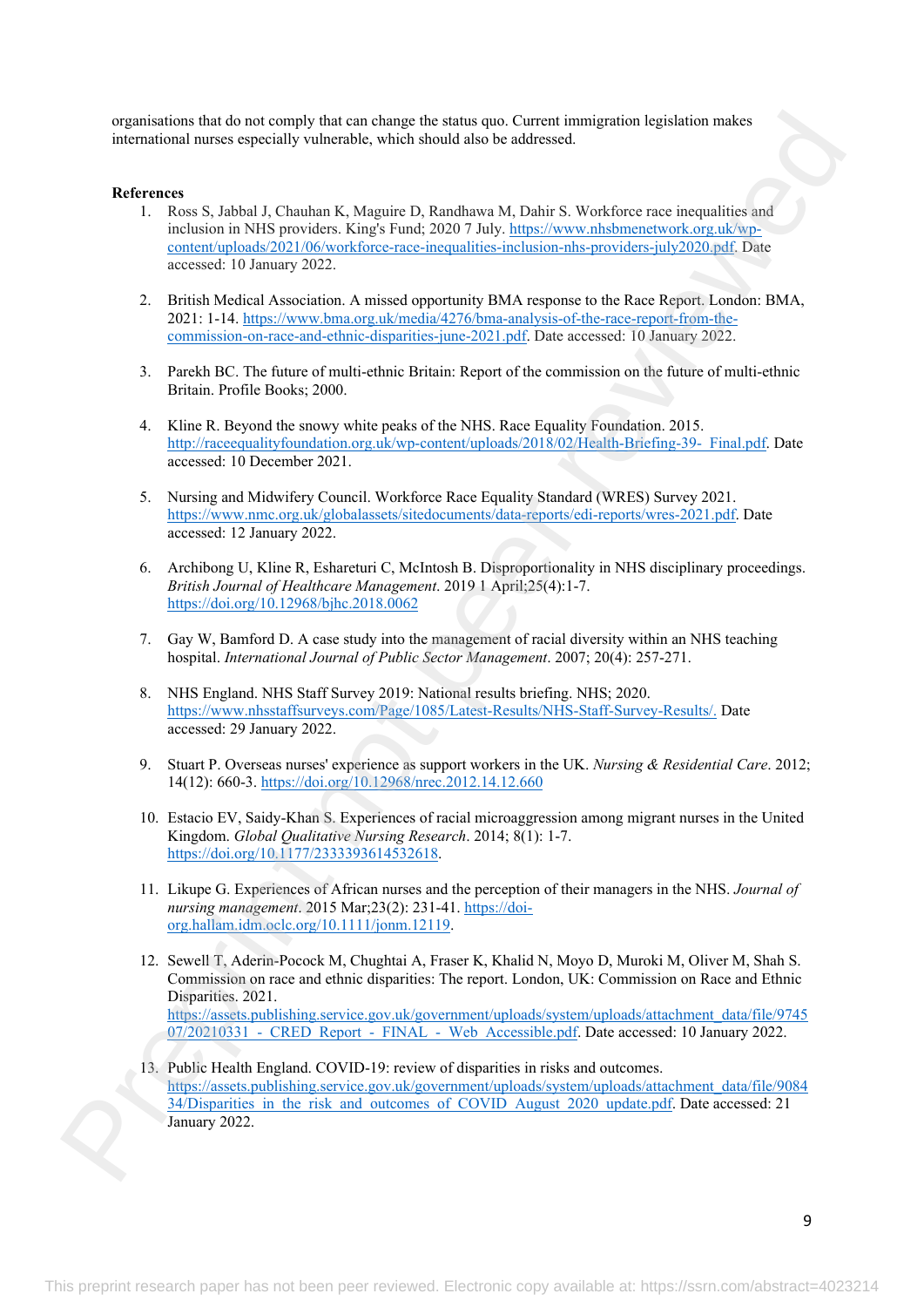organisations that do not comply that can change the status quo. Current immigration legislation makes international nurses especially vulnerable, which should also be addressed.

**References**

1. Ross S, Jabbal J, Chauhan K, Maguire D, Randhawa M, Dahir S. Workforce race inequalities and inclusion in NHS providers. King's Fund; 2020 7 July. https://www.nhsbmenetwork.org.uk/wp-content/uploads/2021/06/workforce-race-inequalities-inclusion-nhs-providers-july2020.pdf. Date accessed: 10 January 2022.

2. British Medical Association. A missed opportunity BMA response to the Race Report. London: BMA, 2021: 1-14. https://www.bma.org.uk/media/4276/bma-analysis-of-the-race-report-from-the-commission-on-race-and-ethnic-disparities-june-2021.pdf. Date accessed: 10 January 2022.

3. Parekh BC. The future of multi-ethnic Britain: Report of the commission on the future of multi-ethnic Britain. Profile Books; 2000.

4. Kline R. Beyond the snowy white peaks of the NHS. Race Equality Foundation. 2015. http://raceequalityfoundation.org.uk/wp-content/uploads/2018/02/Health-Briefing-39- Final.pdf. Date accessed: 10 December 2021.

5. Nursing and Midwifery Council. Workforce Race Equality Standard (WRES) Survey 2021. https://www.nmc.org.uk/globalassets/sitedocuments/data-reports/edi-reports/wres-2021.pdf. Date accessed: 12 January 2022.

6. Archibong U, Kline R, Eshareturi C, McIntosh B. Disproportionality in NHS disciplinary proceedings. *British Journal of Healthcare Management*. 2019 1 April;25(4):1-7. https://doi.org/10.12968/bjhc.2018.0062

7. Gay W, Bamford D. A case study into the management of racial diversity within an NHS teaching hospital. *International Journal of Public Sector Management*. 2007; 20(4): 257-271.

8. NHS England. NHS Staff Survey 2019: National results briefing. NHS; 2020. https://www.nhsstaffsurveys.com/Page/1085/Latest-Results/NHS-Staff-Survey-Results/. Date accessed: 29 January 2022.

9. Stuart P. Overseas nurses' experience as support workers in the UK. *Nursing & Residential Care*. 2012; 14(12): 660-3. https://doi.org/10.12968/nrec.2012.14.12.660

10. Estacio EV, Saidy-Khan S. Experiences of racial microaggression among migrant nurses in the United Kingdom. *Global Qualitative Nursing Research*. 2014; 8(1): 1-7. https://doi.org/10.1177/2333393614532618.

11. Likupe G. Experiences of African nurses and the perception of their managers in the NHS. *Journal of nursing management*. 2015 Mar;23(2): 231-41. https://doi-org.hallam.idm.oclc.org/10.1111/jonm.12119.

12. Sewell T, Aderin-Pocock M, Chughtai A, Fraser K, Khalid N, Moyo D, Muroki M, Oliver M, Shah S. Commission on race and ethnic disparities: The report. London, UK: Commission on Race and Ethnic Disparities. 2021. https://assets.publishing.service.gov.uk/government/uploads/system/uploads/attachment_data/file/974507/20210331_-_CRED_Report_-_FINAL_-_Web_Accessible.pdf. Date accessed: 10 January 2022.

13. Public Health England. COVID-19: review of disparities in risks and outcomes. https://assets.publishing.service.gov.uk/government/uploads/system/uploads/attachment_data/file/908434/Disparities_in_the_risk_and_outcomes_of_COVID_August_2020_update.pdf. Date accessed: 21 January 2022.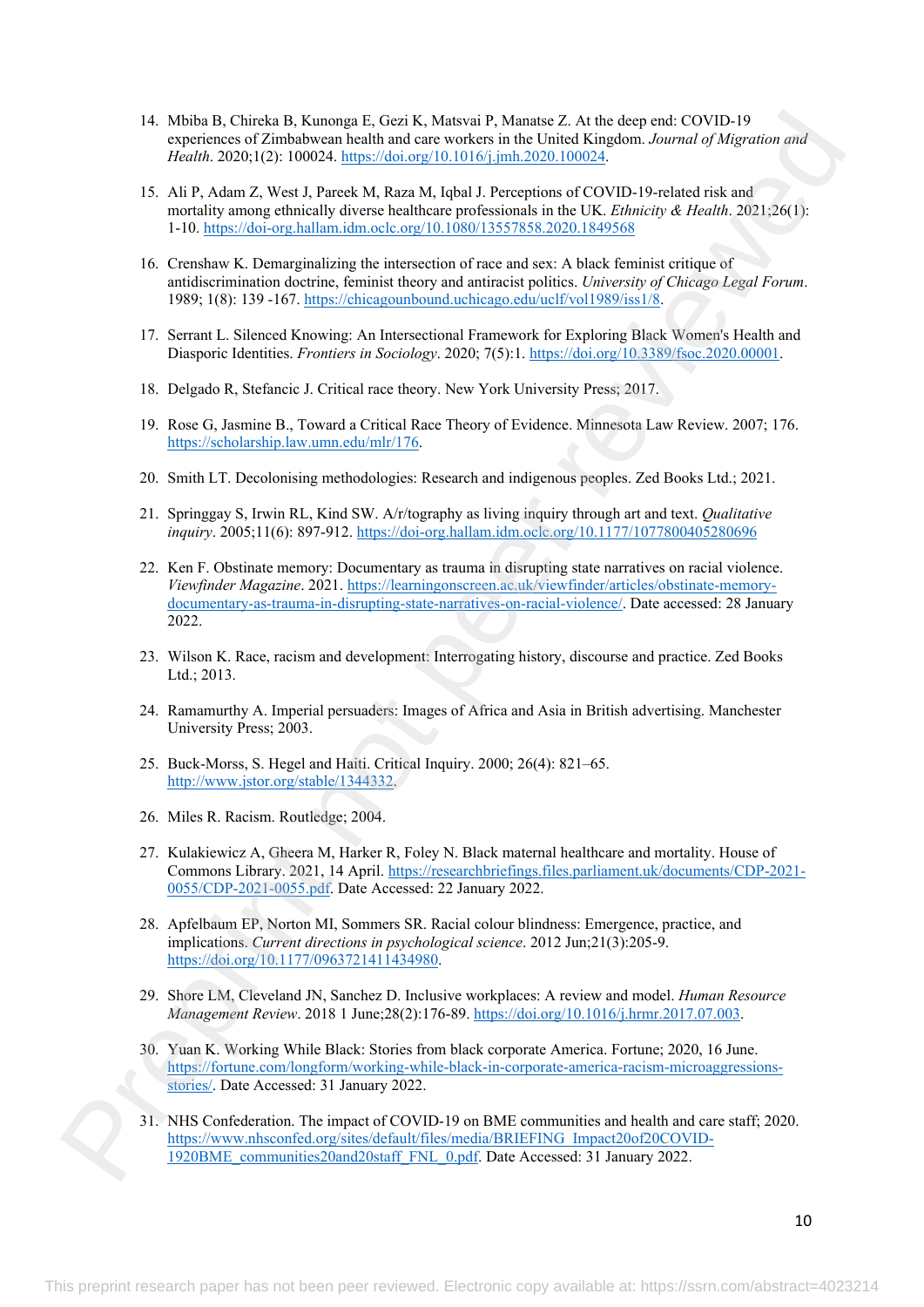14. Mbiba B, Chireka B, Kunonga E, Gezi K, Matsvai P, Manatse Z. At the deep end: COVID-19 experiences of Zimbabwean health and care workers in the United Kingdom. *Journal of Migration and Health*. 2020;1(2): 100024. https://doi.org/10.1016/j.jmh.2020.100024.

15. Ali P, Adam Z, West J, Pareek M, Raza M, Iqbal J. Perceptions of COVID-19-related risk and mortality among ethnically diverse healthcare professionals in the UK. *Ethnicity & Health*. 2021;26(1): 1-10. https://doi-org.hallam.idm.oclc.org/10.1080/13557858.2020.1849568

16. Crenshaw K. Demarginalizing the intersection of race and sex: A black feminist critique of antidiscrimination doctrine, feminist theory and antiracist politics. *University of Chicago Legal Forum*. 1989; 1(8): 139 -167. https://chicagounbound.uchicago.edu/uclf/vol1989/iss1/8.

17. Serrant L. Silenced Knowing: An Intersectional Framework for Exploring Black Women's Health and Diasporic Identities. *Frontiers in Sociology*. 2020; 7(5):1. https://doi.org/10.3389/fsoc.2020.00001.

18. Delgado R, Stefancic J. Critical race theory. New York University Press; 2017.

19. Rose G, Jasmine B., Toward a Critical Race Theory of Evidence. Minnesota Law Review. 2007; 176. https://scholarship.law.umn.edu/mlr/176.

20. Smith LT. Decolonising methodologies: Research and indigenous peoples. Zed Books Ltd.; 2021.

21. Springgay S, Irwin RL, Kind SW. A/r/tography as living inquiry through art and text. *Qualitative inquiry*. 2005;11(6): 897-912. https://doi-org.hallam.idm.oclc.org/10.1177/1077800405280696

22. Ken F. Obstinate memory: Documentary as trauma in disrupting state narratives on racial violence. *Viewfinder Magazine*. 2021. https://learningonscreen.ac.uk/viewfinder/articles/obstinate-memory-documentary-as-trauma-in-disrupting-state-narratives-on-racial-violence/. Date accessed: 28 January 2022.

23. Wilson K. Race, racism and development: Interrogating history, discourse and practice. Zed Books Ltd.; 2013.

24. Ramamurthy A. Imperial persuaders: Images of Africa and Asia in British advertising. Manchester University Press; 2003.

25. Buck-Morss, S. Hegel and Haiti. Critical Inquiry. 2000; 26(4): 821–65. http://www.jstor.org/stable/1344332.

26. Miles R. Racism. Routledge; 2004.

27. Kulakiewicz A, Gheera M, Harker R, Foley N. Black maternal healthcare and mortality. House of Commons Library. 2021, 14 April. https://researchbriefings.files.parliament.uk/documents/CDP-2021-0055/CDP-2021-0055.pdf. Date Accessed: 22 January 2022.

28. Apfelbaum EP, Norton MI, Sommers SR. Racial colour blindness: Emergence, practice, and implications. *Current directions in psychological science*. 2012 Jun;21(3):205-9. https://doi.org/10.1177/0963721411434980.

29. Shore LM, Cleveland JN, Sanchez D. Inclusive workplaces: A review and model. *Human Resource Management Review*. 2018 1 June;28(2):176-89. https://doi.org/10.1016/j.hrmr.2017.07.003.

30. Yuan K. Working While Black: Stories from black corporate America. Fortune; 2020, 16 June. https://fortune.com/longform/working-while-black-in-corporate-america-racism-microaggressions-stories/. Date Accessed: 31 January 2022.

31. NHS Confederation. The impact of COVID-19 on BME communities and health and care staff; 2020. https://www.nhsconfed.org/sites/default/files/media/BRIEFING_Impact20of20COVID-1920BME_communities20and20staff_FNL_0.pdf. Date Accessed: 31 January 2022.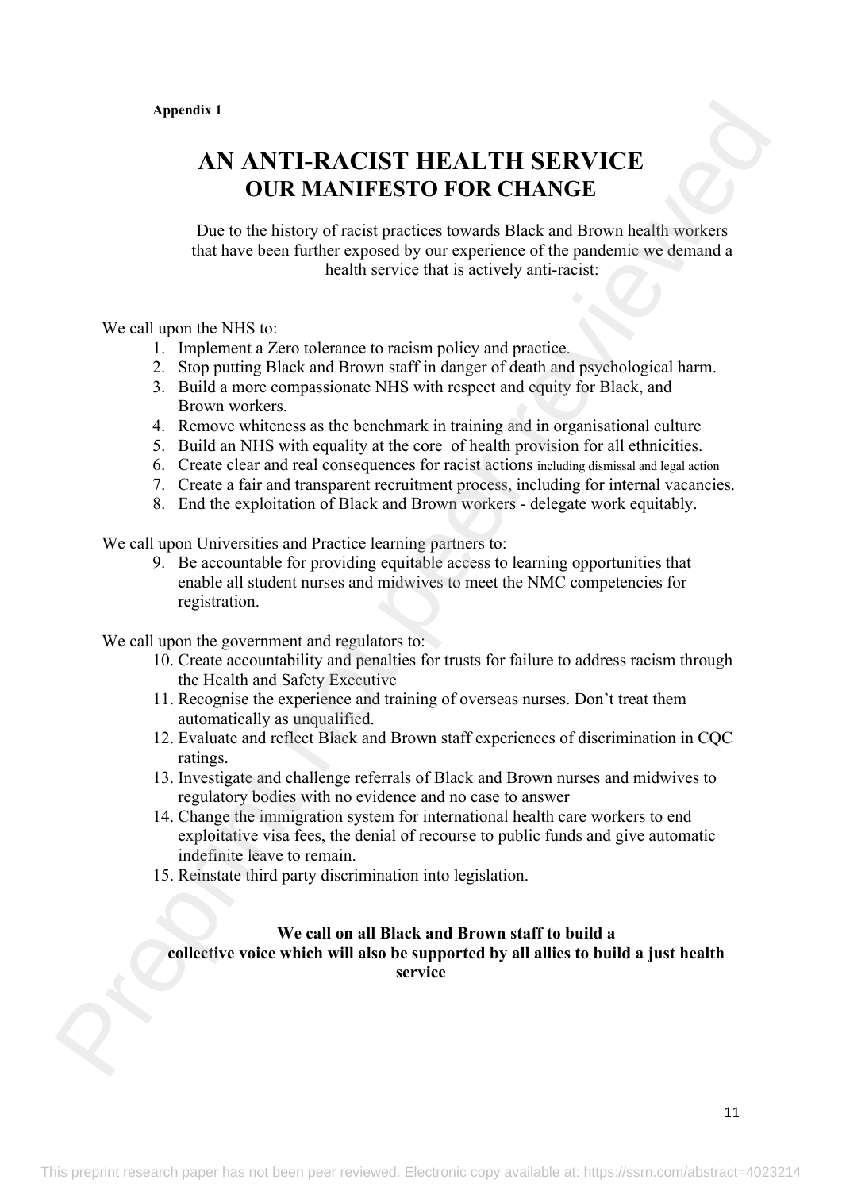Appendix 1

# AN ANTI-RACIST HEALTH SERVICE
## OUR MANIFESTO FOR CHANGE

Due to the history of racist practices towards Black and Brown health workers that have been further exposed by our experience of the pandemic we demand a health service that is actively anti-racist:

We call upon the NHS to:

1. Implement a Zero tolerance to racism policy and practice.
2. Stop putting Black and Brown staff in danger of death and psychological harm.
3. Build a more compassionate NHS with respect and equity for Black, and Brown workers.
4. Remove whiteness as the benchmark in training and in organisational culture
5. Build an NHS with equality at the core of health provision for all ethnicities.
6. Create clear and real consequences for racist actions including dismissal and legal action
7. Create a fair and transparent recruitment process, including for internal vacancies.
8. End the exploitation of Black and Brown workers - delegate work equitably.

We call upon Universities and Practice learning partners to:

9. Be accountable for providing equitable access to learning opportunities that enable all student nurses and midwives to meet the NMC competencies for registration.

We call upon the government and regulators to:

10. Create accountability and penalties for trusts for failure to address racism through the Health and Safety Executive
11. Recognise the experience and training of overseas nurses. Don't treat them automatically as unqualified.
12. Evaluate and reflect Black and Brown staff experiences of discrimination in CQC ratings.
13. Investigate and challenge referrals of Black and Brown nurses and midwives to regulatory bodies with no evidence and no case to answer
14. Change the immigration system for international health care workers to end exploitative visa fees, the denial of recourse to public funds and give automatic indefinite leave to remain.
15. Reinstate third party discrimination into legislation.

**We call on all Black and Brown staff to build a collective voice which will also be supported by all allies to build a just health service**